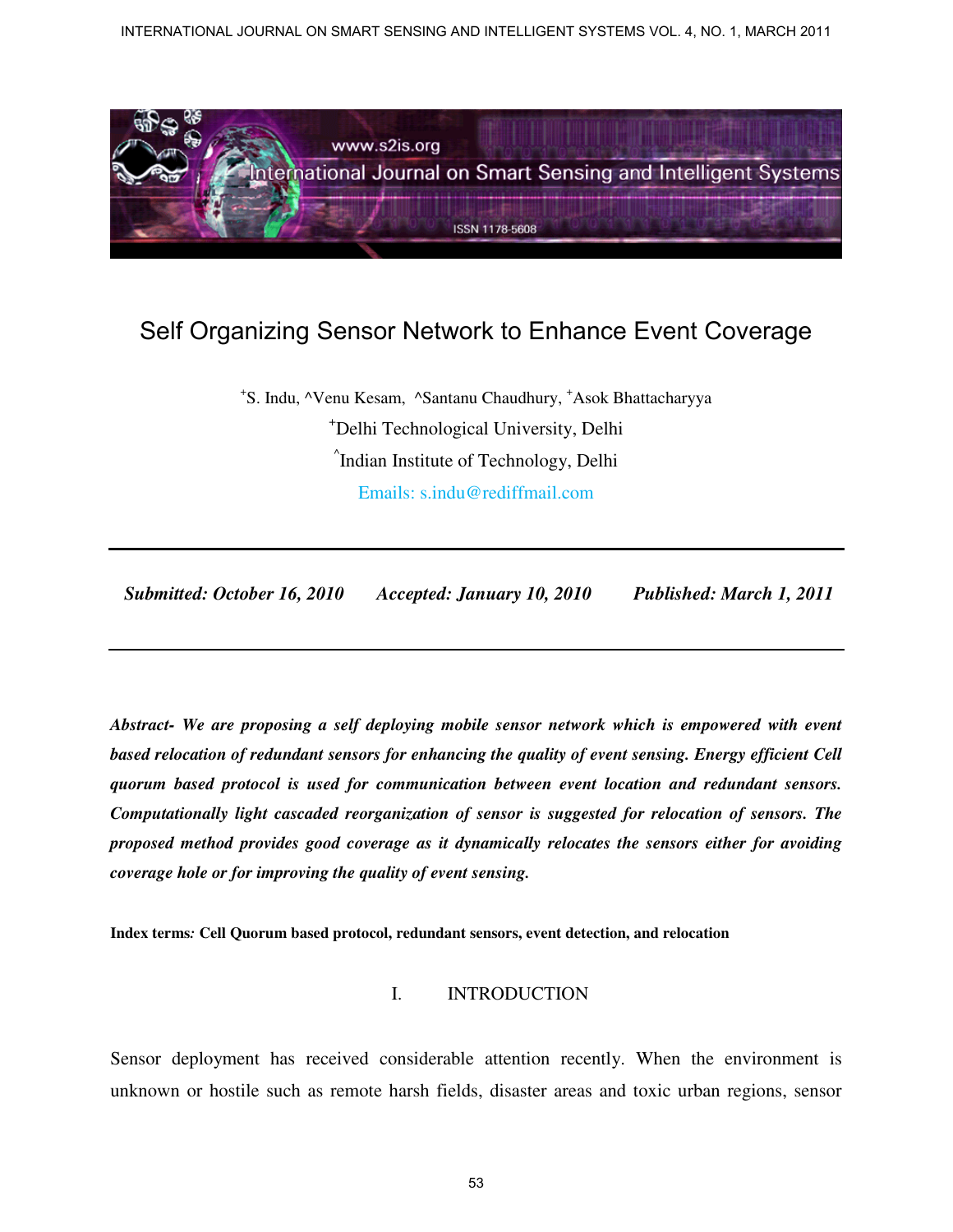# Self Organizing Sensor Network to Enhance Event Coverage

+S. Indu, ^Venu Kesam, ^Santanu Chaudhury, +Asok Bhattacharyya

+Delhi Technological University, Delhi

^Indian Institute of Technology, Delhi

Emails: s.indu@rediffmail.com

---

***Submitted: October 16, 2010    Accepted: January 10, 2010    Published: March 1, 2011***

---

***Abstract- We are proposing a self deploying mobile sensor network which is empowered with event based relocation of redundant sensors for enhancing the quality of event sensing. Energy efficient Cell quorum based protocol is used for communication between event location and redundant sensors. Computationally light cascaded reorganization of sensor is suggested for relocation of sensors. The proposed method provides good coverage as it dynamically relocates the sensors either for avoiding coverage hole or for improving the quality of event sensing.***

**Index terms*:* Cell Quorum based protocol, redundant sensors, event detection, and relocation**

## I. INTRODUCTION

Sensor deployment has received considerable attention recently. When the environment is unknown or hostile such as remote harsh fields, disaster areas and toxic urban regions, sensor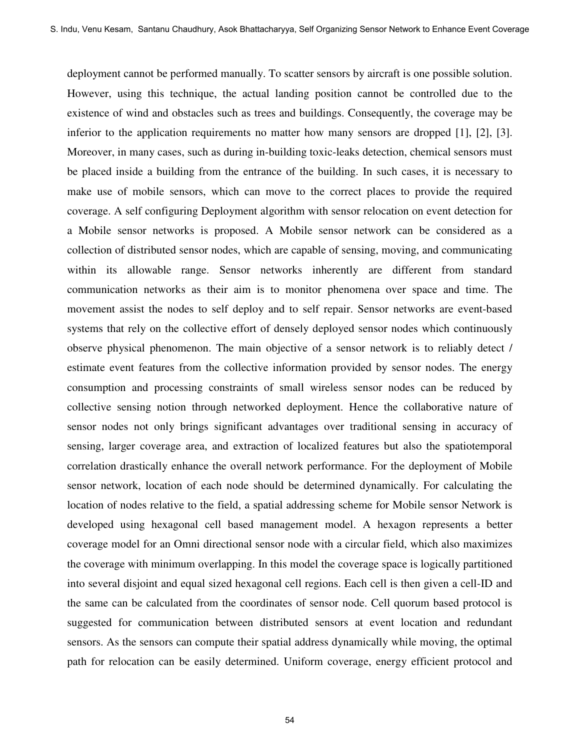deployment cannot be performed manually. To scatter sensors by aircraft is one possible solution. However, using this technique, the actual landing position cannot be controlled due to the existence of wind and obstacles such as trees and buildings. Consequently, the coverage may be inferior to the application requirements no matter how many sensors are dropped [1], [2], [3]. Moreover, in many cases, such as during in-building toxic-leaks detection, chemical sensors must be placed inside a building from the entrance of the building. In such cases, it is necessary to make use of mobile sensors, which can move to the correct places to provide the required coverage. A self configuring Deployment algorithm with sensor relocation on event detection for a Mobile sensor networks is proposed. A Mobile sensor network can be considered as a collection of distributed sensor nodes, which are capable of sensing, moving, and communicating within its allowable range. Sensor networks inherently are different from standard communication networks as their aim is to monitor phenomena over space and time. The movement assist the nodes to self deploy and to self repair. Sensor networks are event-based systems that rely on the collective effort of densely deployed sensor nodes which continuously observe physical phenomenon. The main objective of a sensor network is to reliably detect / estimate event features from the collective information provided by sensor nodes. The energy consumption and processing constraints of small wireless sensor nodes can be reduced by collective sensing notion through networked deployment. Hence the collaborative nature of sensor nodes not only brings significant advantages over traditional sensing in accuracy of sensing, larger coverage area, and extraction of localized features but also the spatiotemporal correlation drastically enhance the overall network performance. For the deployment of Mobile sensor network, location of each node should be determined dynamically. For calculating the location of nodes relative to the field, a spatial addressing scheme for Mobile sensor Network is developed using hexagonal cell based management model. A hexagon represents a better coverage model for an Omni directional sensor node with a circular field, which also maximizes the coverage with minimum overlapping. In this model the coverage space is logically partitioned into several disjoint and equal sized hexagonal cell regions. Each cell is then given a cell-ID and the same can be calculated from the coordinates of sensor node. Cell quorum based protocol is suggested for communication between distributed sensors at event location and redundant sensors. As the sensors can compute their spatial address dynamically while moving, the optimal path for relocation can be easily determined. Uniform coverage, energy efficient protocol and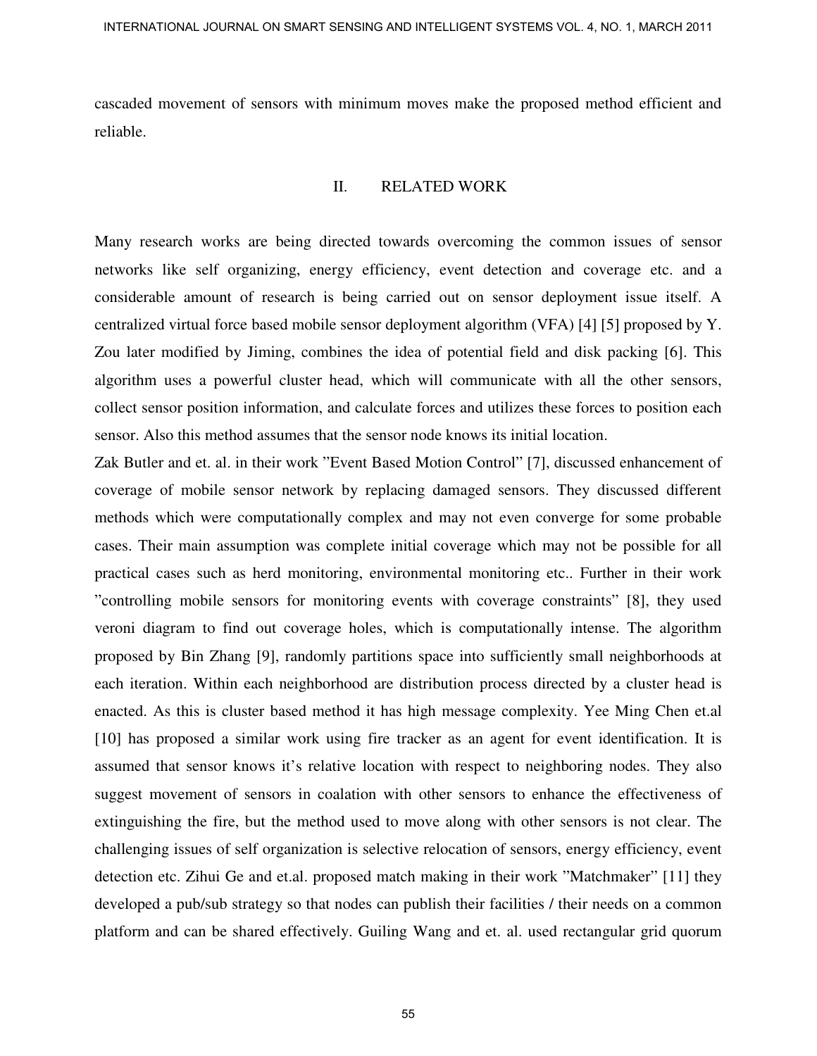cascaded movement of sensors with minimum moves make the proposed method efficient and reliable.

## II. RELATED WORK

Many research works are being directed towards overcoming the common issues of sensor networks like self organizing, energy efficiency, event detection and coverage etc. and a considerable amount of research is being carried out on sensor deployment issue itself. A centralized virtual force based mobile sensor deployment algorithm (VFA) [4] [5] proposed by Y. Zou later modified by Jiming, combines the idea of potential field and disk packing [6]. This algorithm uses a powerful cluster head, which will communicate with all the other sensors, collect sensor position information, and calculate forces and utilizes these forces to position each sensor. Also this method assumes that the sensor node knows its initial location.

Zak Butler and et. al. in their work "Event Based Motion Control" [7], discussed enhancement of coverage of mobile sensor network by replacing damaged sensors. They discussed different methods which were computationally complex and may not even converge for some probable cases. Their main assumption was complete initial coverage which may not be possible for all practical cases such as herd monitoring, environmental monitoring etc.. Further in their work "controlling mobile sensors for monitoring events with coverage constraints" [8], they used veroni diagram to find out coverage holes, which is computationally intense. The algorithm proposed by Bin Zhang [9], randomly partitions space into sufficiently small neighborhoods at each iteration. Within each neighborhood are distribution process directed by a cluster head is enacted. As this is cluster based method it has high message complexity. Yee Ming Chen et.al [10] has proposed a similar work using fire tracker as an agent for event identification. It is assumed that sensor knows it's relative location with respect to neighboring nodes. They also suggest movement of sensors in coalation with other sensors to enhance the effectiveness of extinguishing the fire, but the method used to move along with other sensors is not clear. The challenging issues of self organization is selective relocation of sensors, energy efficiency, event detection etc. Zihui Ge and et.al. proposed match making in their work "Matchmaker" [11] they developed a pub/sub strategy so that nodes can publish their facilities / their needs on a common platform and can be shared effectively. Guiling Wang and et. al. used rectangular grid quorum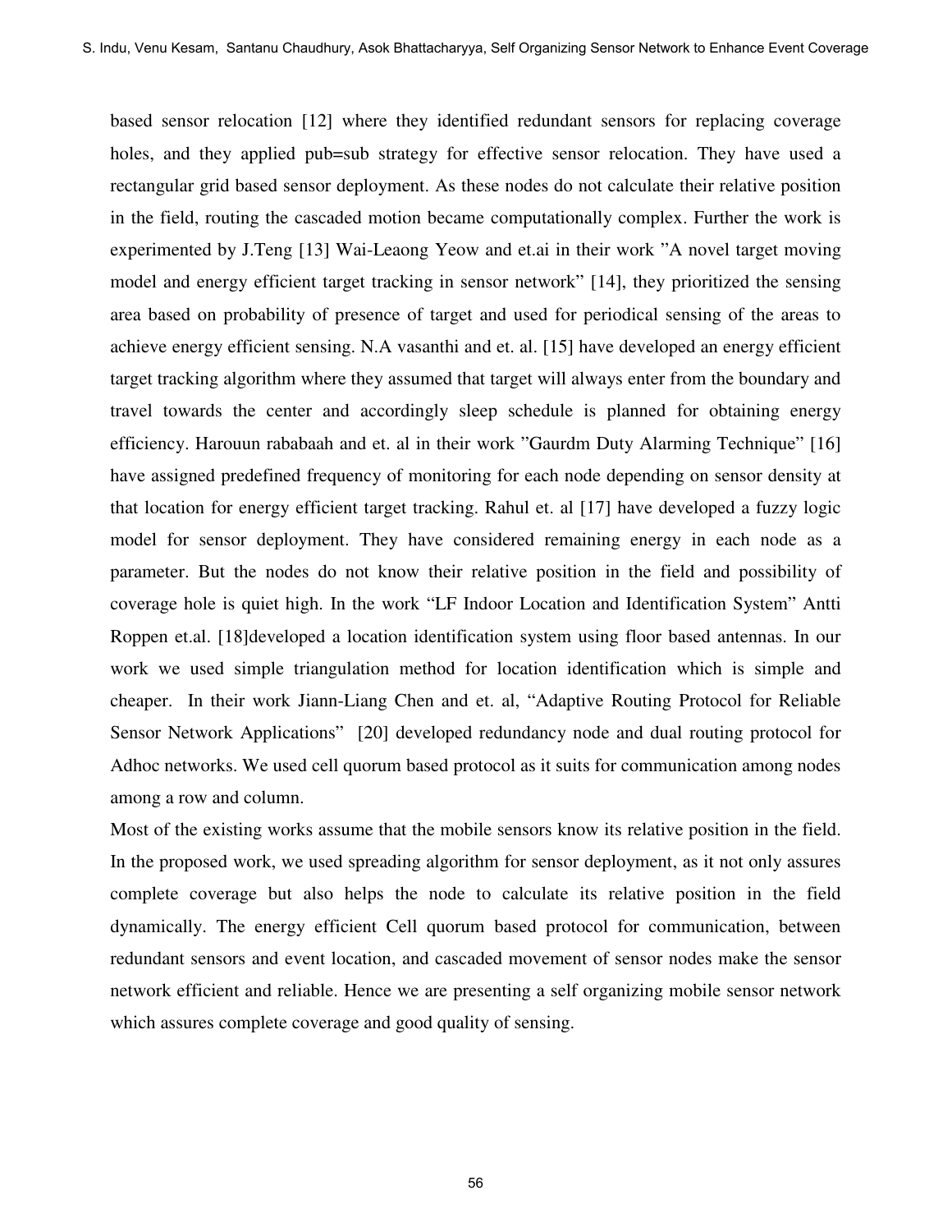based sensor relocation [12] where they identified redundant sensors for replacing coverage holes, and they applied pub=sub strategy for effective sensor relocation. They have used a rectangular grid based sensor deployment. As these nodes do not calculate their relative position in the field, routing the cascaded motion became computationally complex. Further the work is experimented by J.Teng [13] Wai-Leaong Yeow and et.ai in their work "A novel target moving model and energy efficient target tracking in sensor network" [14], they prioritized the sensing area based on probability of presence of target and used for periodical sensing of the areas to achieve energy efficient sensing. N.A vasanthi and et. al. [15] have developed an energy efficient target tracking algorithm where they assumed that target will always enter from the boundary and travel towards the center and accordingly sleep schedule is planned for obtaining energy efficiency. Harouun rababaah and et. al in their work "Gaurdm Duty Alarming Technique" [16] have assigned predefined frequency of monitoring for each node depending on sensor density at that location for energy efficient target tracking. Rahul et. al [17] have developed a fuzzy logic model for sensor deployment. They have considered remaining energy in each node as a parameter. But the nodes do not know their relative position in the field and possibility of coverage hole is quiet high. In the work "LF Indoor Location and Identification System" Antti Roppen et.al. [18]developed a location identification system using floor based antennas. In our work we used simple triangulation method for location identification which is simple and cheaper. In their work Jiann-Liang Chen and et. al, "Adaptive Routing Protocol for Reliable Sensor Network Applications" [20] developed redundancy node and dual routing protocol for Adhoc networks. We used cell quorum based protocol as it suits for communication among nodes among a row and column.

Most of the existing works assume that the mobile sensors know its relative position in the field. In the proposed work, we used spreading algorithm for sensor deployment, as it not only assures complete coverage but also helps the node to calculate its relative position in the field dynamically. The energy efficient Cell quorum based protocol for communication, between redundant sensors and event location, and cascaded movement of sensor nodes make the sensor network efficient and reliable. Hence we are presenting a self organizing mobile sensor network which assures complete coverage and good quality of sensing.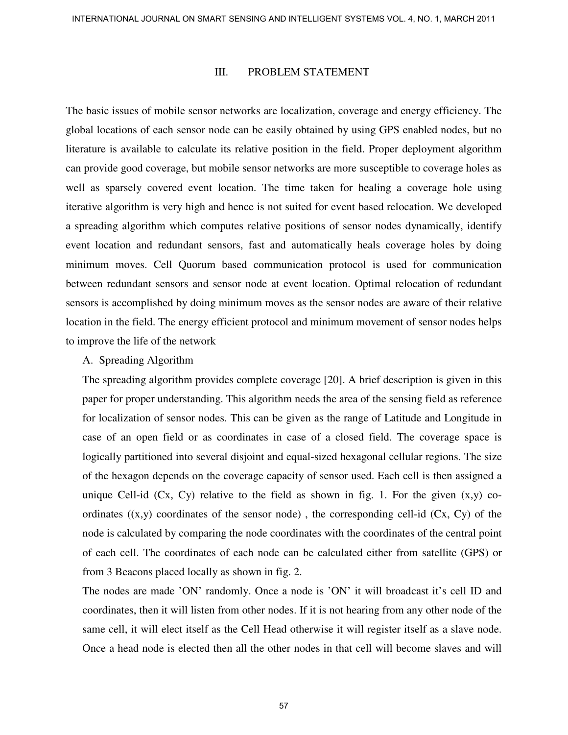## III. PROBLEM STATEMENT

The basic issues of mobile sensor networks are localization, coverage and energy efficiency. The global locations of each sensor node can be easily obtained by using GPS enabled nodes, but no literature is available to calculate its relative position in the field. Proper deployment algorithm can provide good coverage, but mobile sensor networks are more susceptible to coverage holes as well as sparsely covered event location. The time taken for healing a coverage hole using iterative algorithm is very high and hence is not suited for event based relocation. We developed a spreading algorithm which computes relative positions of sensor nodes dynamically, identify event location and redundant sensors, fast and automatically heals coverage holes by doing minimum moves. Cell Quorum based communication protocol is used for communication between redundant sensors and sensor node at event location. Optimal relocation of redundant sensors is accomplished by doing minimum moves as the sensor nodes are aware of their relative location in the field. The energy efficient protocol and minimum movement of sensor nodes helps to improve the life of the network

### A. Spreading Algorithm

The spreading algorithm provides complete coverage [20]. A brief description is given in this paper for proper understanding. This algorithm needs the area of the sensing field as reference for localization of sensor nodes. This can be given as the range of Latitude and Longitude in case of an open field or as coordinates in case of a closed field. The coverage space is logically partitioned into several disjoint and equal-sized hexagonal cellular regions. The size of the hexagon depends on the coverage capacity of sensor used. Each cell is then assigned a unique Cell-id (Cx, Cy) relative to the field as shown in fig. 1. For the given (x,y) co-ordinates ((x,y) coordinates of the sensor node) , the corresponding cell-id (Cx, Cy) of the node is calculated by comparing the node coordinates with the coordinates of the central point of each cell. The coordinates of each node can be calculated either from satellite (GPS) or from 3 Beacons placed locally as shown in fig. 2.

The nodes are made 'ON' randomly. Once a node is 'ON' it will broadcast it's cell ID and coordinates, then it will listen from other nodes. If it is not hearing from any other node of the same cell, it will elect itself as the Cell Head otherwise it will register itself as a slave node. Once a head node is elected then all the other nodes in that cell will become slaves and will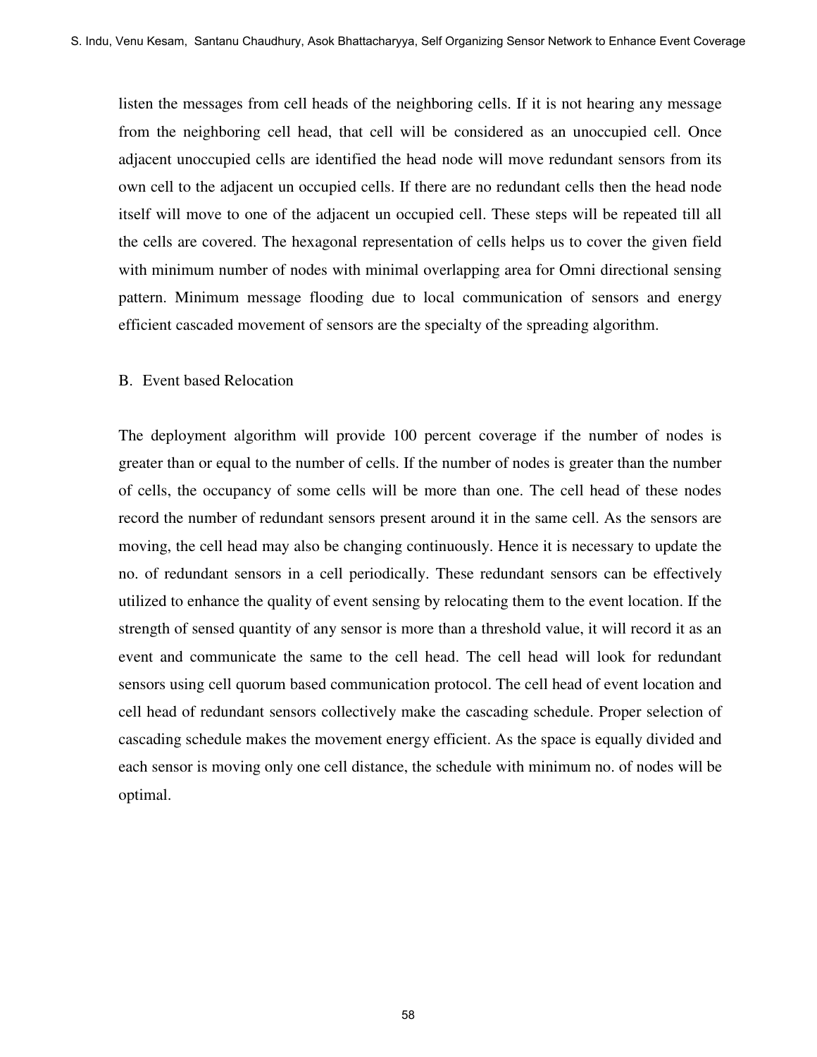listen the messages from cell heads of the neighboring cells. If it is not hearing any message from the neighboring cell head, that cell will be considered as an unoccupied cell. Once adjacent unoccupied cells are identified the head node will move redundant sensors from its own cell to the adjacent un occupied cells. If there are no redundant cells then the head node itself will move to one of the adjacent un occupied cell. These steps will be repeated till all the cells are covered. The hexagonal representation of cells helps us to cover the given field with minimum number of nodes with minimal overlapping area for Omni directional sensing pattern. Minimum message flooding due to local communication of sensors and energy efficient cascaded movement of sensors are the specialty of the spreading algorithm.

### B. Event based Relocation

The deployment algorithm will provide 100 percent coverage if the number of nodes is greater than or equal to the number of cells. If the number of nodes is greater than the number of cells, the occupancy of some cells will be more than one. The cell head of these nodes record the number of redundant sensors present around it in the same cell. As the sensors are moving, the cell head may also be changing continuously. Hence it is necessary to update the no. of redundant sensors in a cell periodically. These redundant sensors can be effectively utilized to enhance the quality of event sensing by relocating them to the event location. If the strength of sensed quantity of any sensor is more than a threshold value, it will record it as an event and communicate the same to the cell head. The cell head will look for redundant sensors using cell quorum based communication protocol. The cell head of event location and cell head of redundant sensors collectively make the cascading schedule. Proper selection of cascading schedule makes the movement energy efficient. As the space is equally divided and each sensor is moving only one cell distance, the schedule with minimum no. of nodes will be optimal.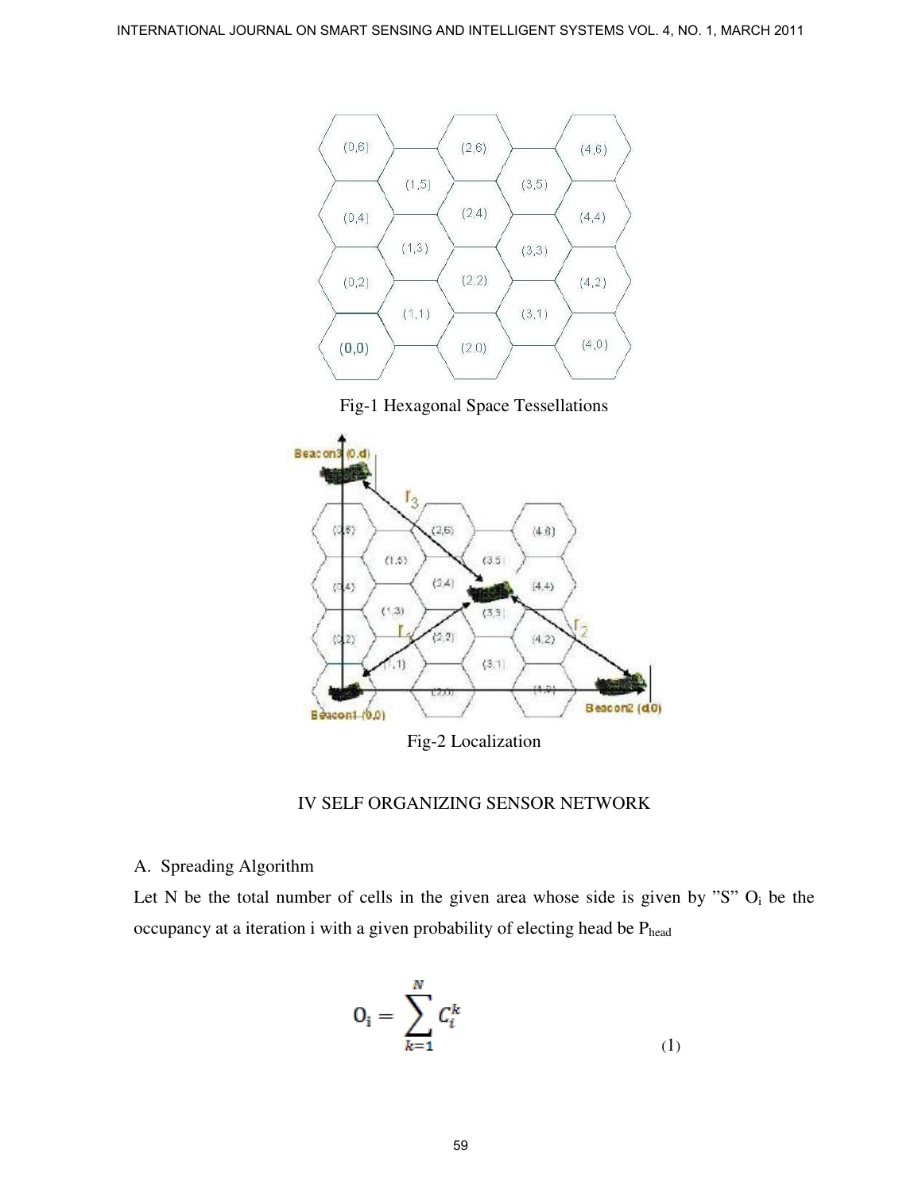Fig-1 Hexagonal Space Tessellations

Fig-2 Localization

## IV SELF ORGANIZING SENSOR NETWORK

### A. Spreading Algorithm

Let N be the total number of cells in the given area whose side is given by "S" $O_i$ be the occupancy at a iteration i with a given probability of electing head be $P_{head}$

$$O_i = \sum_{k=1}^{N} C_i^k \tag{1}$$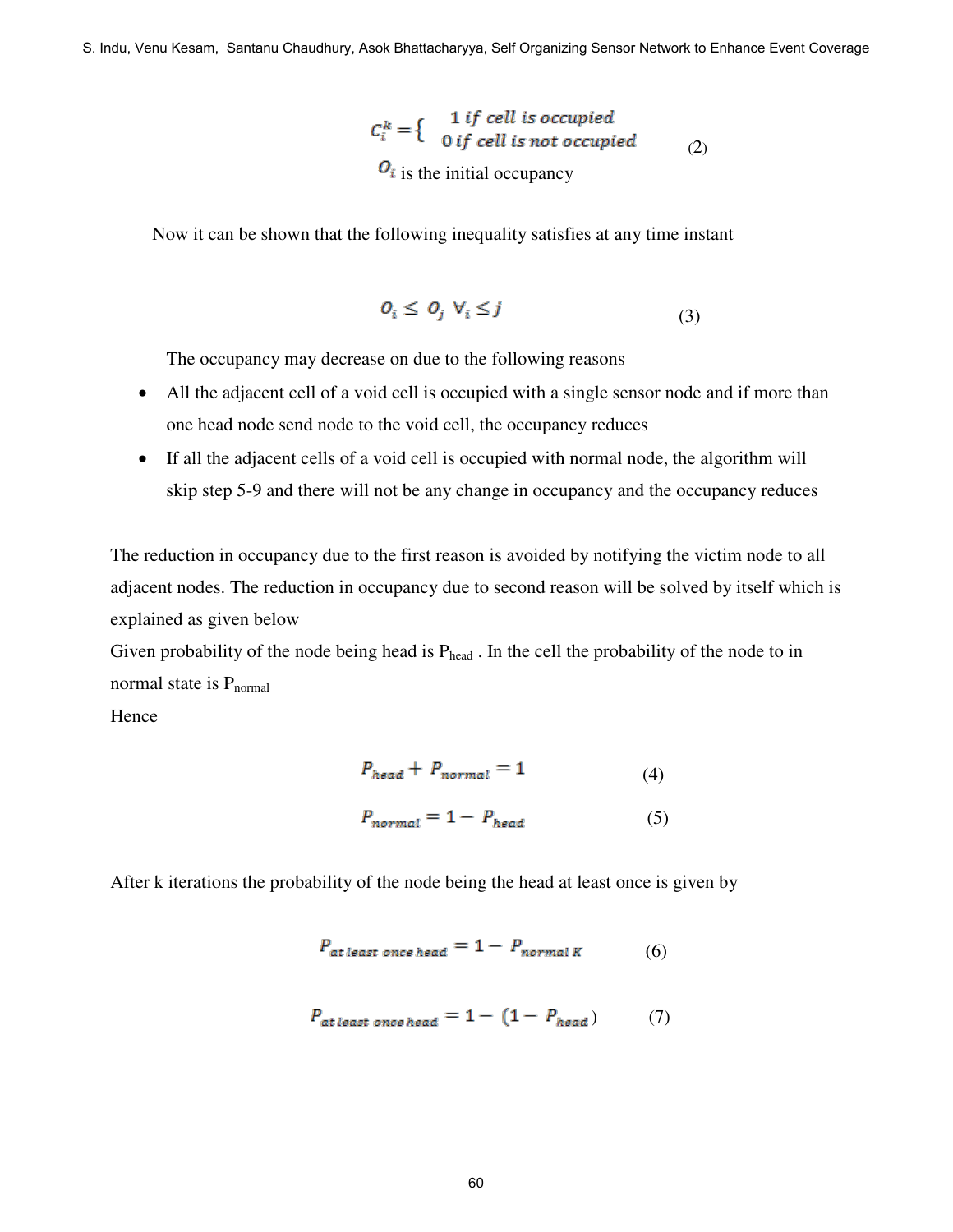$$C_i^k = \begin{cases} 1 \text{ if cell is occupied} \\ 0 \text{ if cell is not occupied} \end{cases} \qquad (2)$$

$O_i$ is the initial occupancy

Now it can be shown that the following inequality satisfies at any time instant

$$O_i \leq O_j \ \forall_i \leq j \qquad (3)$$

The occupancy may decrease on due to the following reasons

- All the adjacent cell of a void cell is occupied with a single sensor node and if more than one head node send node to the void cell, the occupancy reduces
- If all the adjacent cells of a void cell is occupied with normal node, the algorithm will skip step 5-9 and there will not be any change in occupancy and the occupancy reduces

The reduction in occupancy due to the first reason is avoided by notifying the victim node to all adjacent nodes. The reduction in occupancy due to second reason will be solved by itself which is explained as given below

Given probability of the node being head is $P_{head}$ . In the cell the probability of the node to in normal state is $P_{normal}$

Hence

$$P_{head} + P_{normal} = 1 \qquad (4)$$

$$P_{normal} = 1 - P_{head} \qquad (5)$$

After k iterations the probability of the node being the head at least once is given by

$$P_{at\ least\ once\ head} = 1 - P_{normal\ K} \qquad (6)$$

$$P_{at\ least\ once\ head} = 1 - (1 - P_{head}) \qquad (7)$$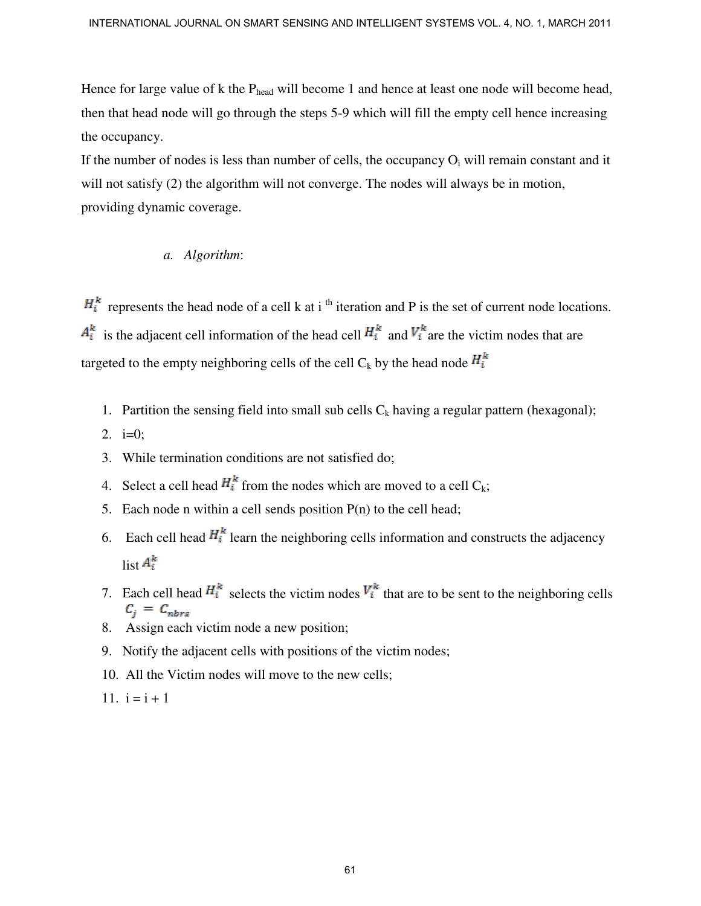Hence for large value of k the $P_{head}$ will become 1 and hence at least one node will become head, then that head node will go through the steps 5-9 which will fill the empty cell hence increasing the occupancy.

If the number of nodes is less than number of cells, the occupancy $O_i$ will remain constant and it will not satisfy (2) the algorithm will not converge. The nodes will always be in motion, providing dynamic coverage.

### *a. Algorithm*:

$H_i^k$ represents the head node of a cell k at i th iteration and P is the set of current node locations. $A_i^k$ is the adjacent cell information of the head cell $H_i^k$ and $V_i^k$ are the victim nodes that are targeted to the empty neighboring cells of the cell $C_k$ by the head node $H_i^k$

1. Partition the sensing field into small sub cells $C_k$ having a regular pattern (hexagonal);
2. i=0;
3. While termination conditions are not satisfied do;
4. Select a cell head $H_i^k$ from the nodes which are moved to a cell $C_k$;
5. Each node n within a cell sends position P(n) to the cell head;
6. Each cell head $H_i^k$ learn the neighboring cells information and constructs the adjacency list $A_i^k$
7. Each cell head $H_i^k$ selects the victim nodes $V_i^k$ that are to be sent to the neighboring cells $C_j = C_{nbrs}$
8. Assign each victim node a new position;
9. Notify the adjacent cells with positions of the victim nodes;
10. All the Victim nodes will move to the new cells;
11. i = i + 1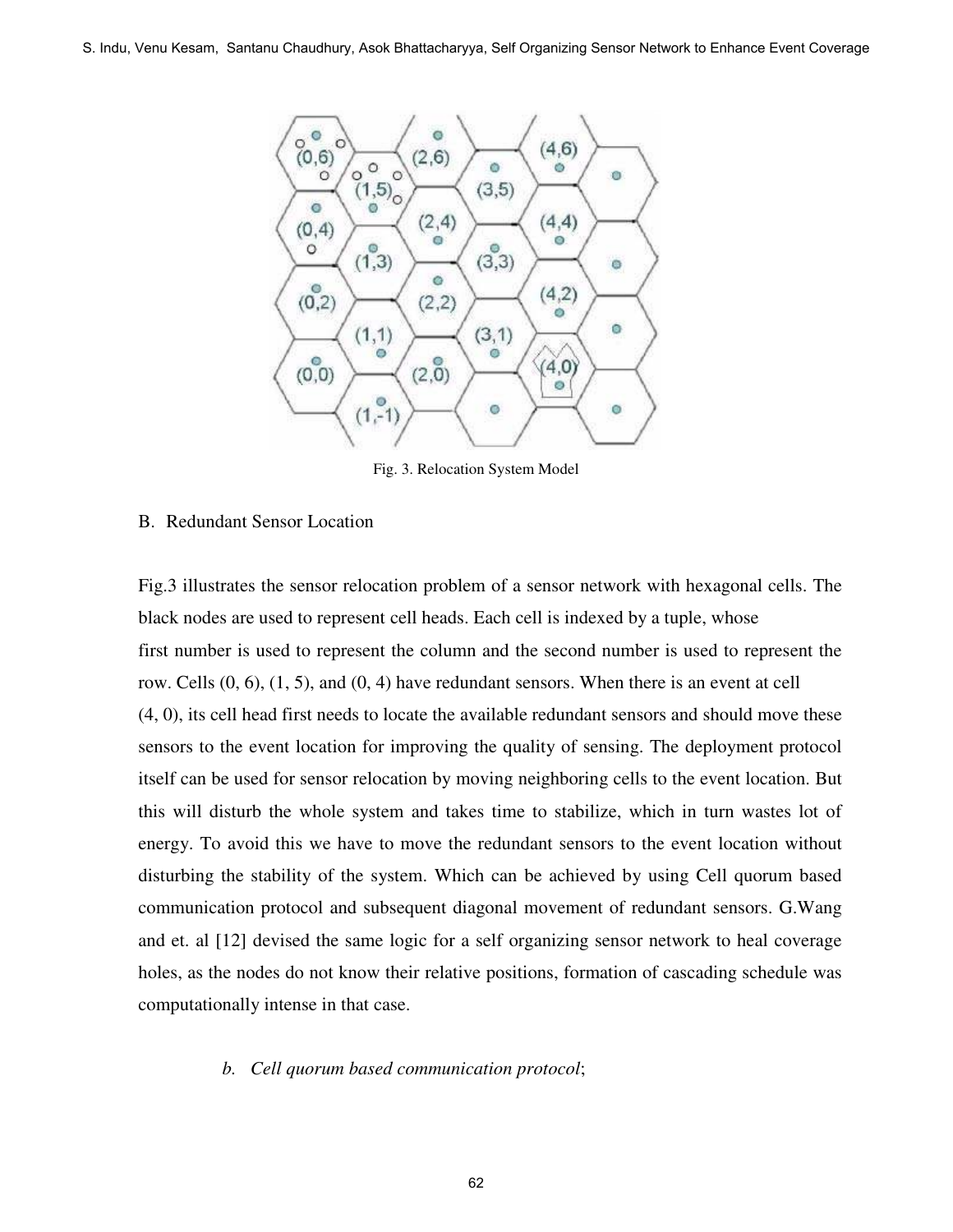Fig. 3. Relocation System Model

B. Redundant Sensor Location

Fig.3 illustrates the sensor relocation problem of a sensor network with hexagonal cells. The black nodes are used to represent cell heads. Each cell is indexed by a tuple, whose first number is used to represent the column and the second number is used to represent the row. Cells (0, 6), (1, 5), and (0, 4) have redundant sensors. When there is an event at cell (4, 0), its cell head first needs to locate the available redundant sensors and should move these sensors to the event location for improving the quality of sensing. The deployment protocol itself can be used for sensor relocation by moving neighboring cells to the event location. But this will disturb the whole system and takes time to stabilize, which in turn wastes lot of energy. To avoid this we have to move the redundant sensors to the event location without disturbing the stability of the system. Which can be achieved by using Cell quorum based communication protocol and subsequent diagonal movement of redundant sensors. G.Wang and et. al [12] devised the same logic for a self organizing sensor network to heal coverage holes, as the nodes do not know their relative positions, formation of cascading schedule was computationally intense in that case.

*b. Cell quorum based communication protocol*;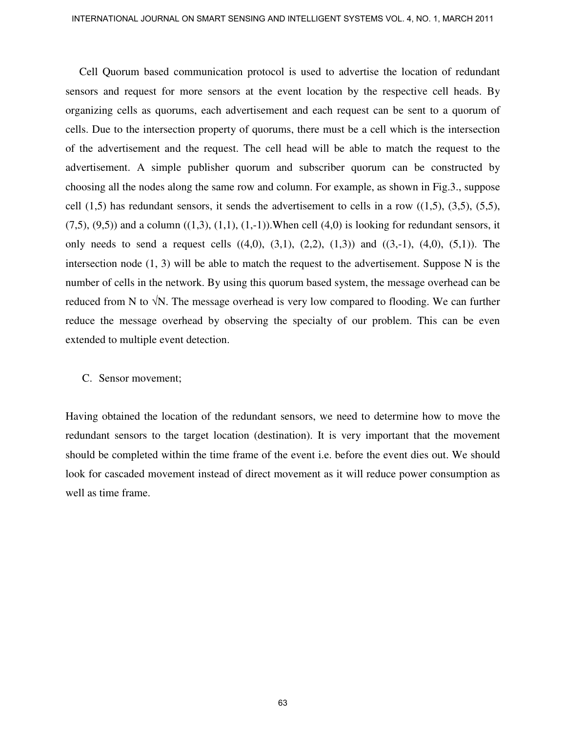Cell Quorum based communication protocol is used to advertise the location of redundant sensors and request for more sensors at the event location by the respective cell heads. By organizing cells as quorums, each advertisement and each request can be sent to a quorum of cells. Due to the intersection property of quorums, there must be a cell which is the intersection of the advertisement and the request. The cell head will be able to match the request to the advertisement. A simple publisher quorum and subscriber quorum can be constructed by choosing all the nodes along the same row and column. For example, as shown in Fig.3., suppose cell (1,5) has redundant sensors, it sends the advertisement to cells in a row ((1,5), (3,5), (5,5), (7,5), (9,5)) and a column ((1,3), (1,1), (1,-1)).When cell (4,0) is looking for redundant sensors, it only needs to send a request cells ((4,0), (3,1), (2,2), (1,3)) and ((3,-1), (4,0), (5,1)). The intersection node (1, 3) will be able to match the request to the advertisement. Suppose N is the number of cells in the network. By using this quorum based system, the message overhead can be reduced from N to $\sqrt{N}$. The message overhead is very low compared to flooding. We can further reduce the message overhead by observing the specialty of our problem. This can be even extended to multiple event detection.

### C. Sensor movement;

Having obtained the location of the redundant sensors, we need to determine how to move the redundant sensors to the target location (destination). It is very important that the movement should be completed within the time frame of the event i.e. before the event dies out. We should look for cascaded movement instead of direct movement as it will reduce power consumption as well as time frame.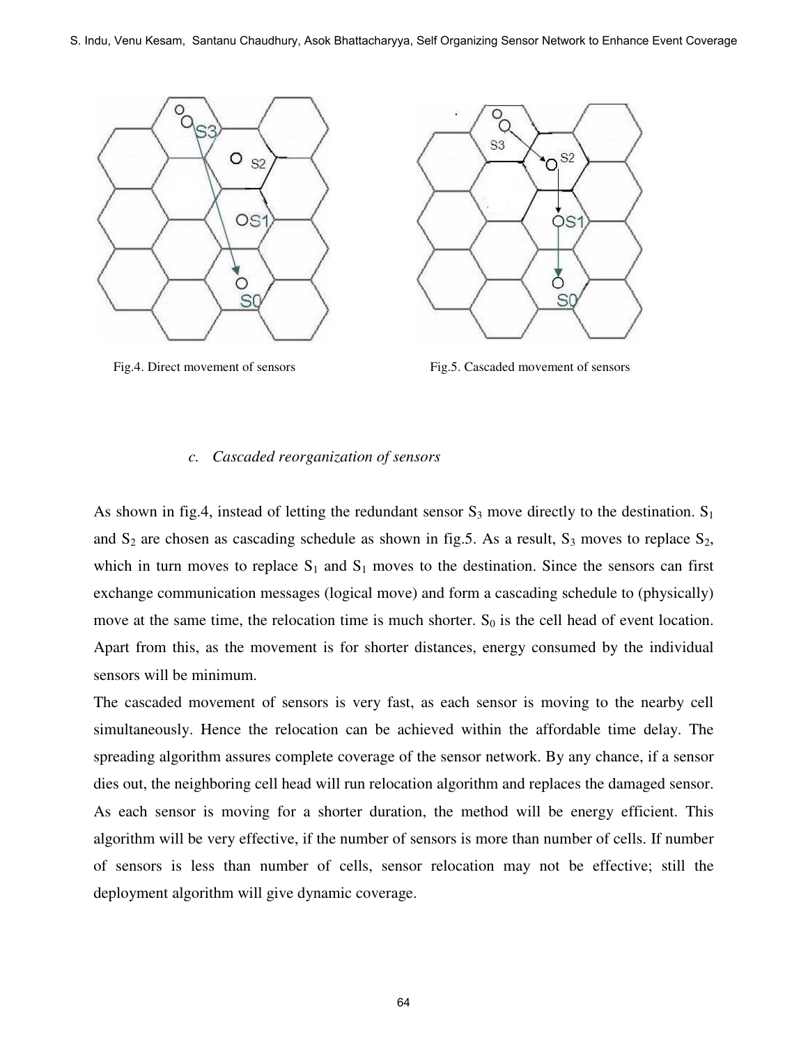Fig.4. Direct movement of sensors

Fig.5. Cascaded movement of sensors

### *c. Cascaded reorganization of sensors*

As shown in fig.4, instead of letting the redundant sensor $S_3$ move directly to the destination. $S_1$ and $S_2$ are chosen as cascading schedule as shown in fig.5. As a result, $S_3$ moves to replace $S_2$, which in turn moves to replace $S_1$ and $S_1$ moves to the destination. Since the sensors can first exchange communication messages (logical move) and form a cascading schedule to (physically) move at the same time, the relocation time is much shorter. $S_0$ is the cell head of event location. Apart from this, as the movement is for shorter distances, energy consumed by the individual sensors will be minimum.

The cascaded movement of sensors is very fast, as each sensor is moving to the nearby cell simultaneously. Hence the relocation can be achieved within the affordable time delay. The spreading algorithm assures complete coverage of the sensor network. By any chance, if a sensor dies out, the neighboring cell head will run relocation algorithm and replaces the damaged sensor. As each sensor is moving for a shorter duration, the method will be energy efficient. This algorithm will be very effective, if the number of sensors is more than number of cells. If number of sensors is less than number of cells, sensor relocation may not be effective; still the deployment algorithm will give dynamic coverage.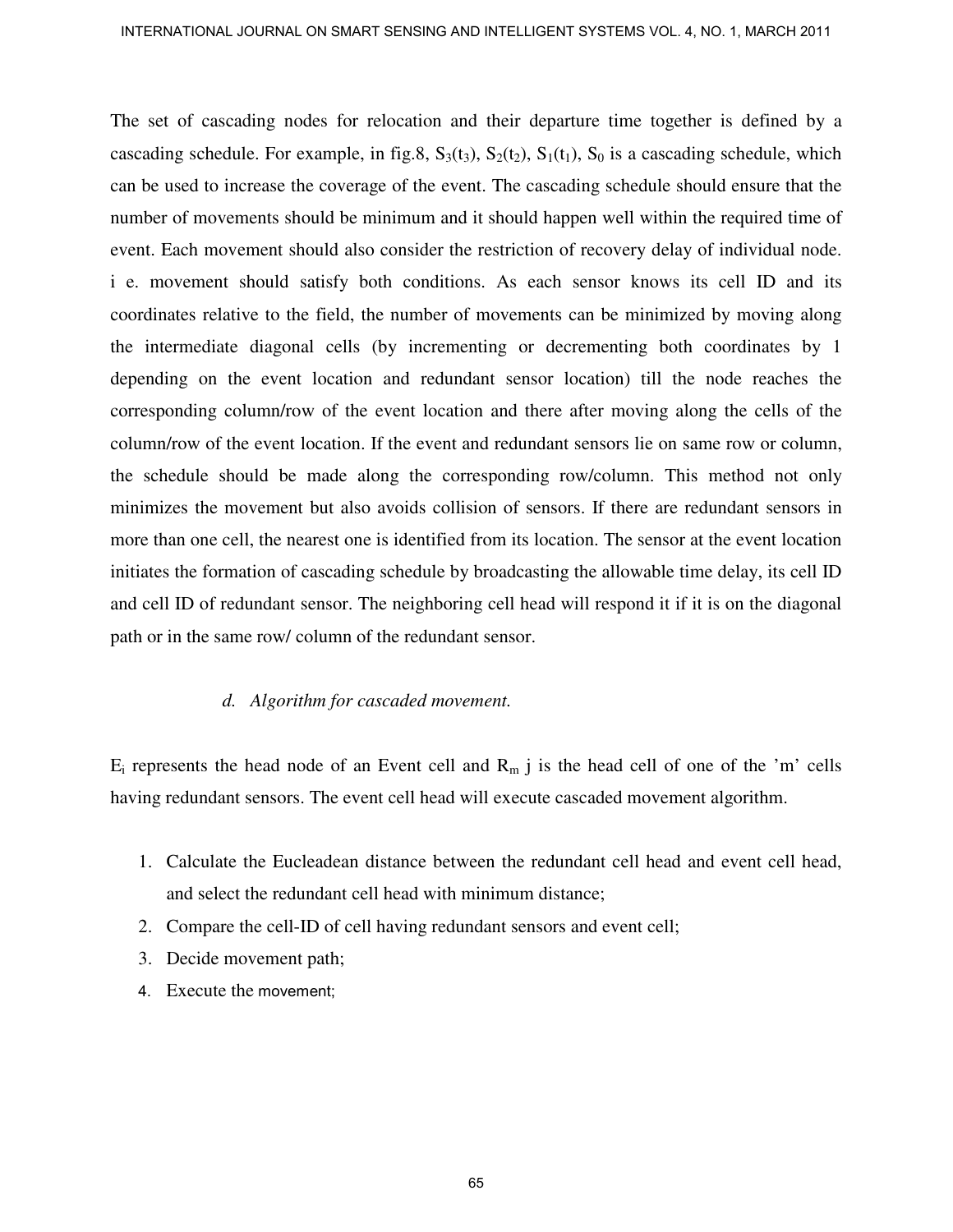The set of cascading nodes for relocation and their departure time together is defined by a cascading schedule. For example, in fig.8, $S_3(t_3)$, $S_2(t_2)$, $S_1(t_1)$, $S_0$ is a cascading schedule, which can be used to increase the coverage of the event. The cascading schedule should ensure that the number of movements should be minimum and it should happen well within the required time of event. Each movement should also consider the restriction of recovery delay of individual node. i e. movement should satisfy both conditions. As each sensor knows its cell ID and its coordinates relative to the field, the number of movements can be minimized by moving along the intermediate diagonal cells (by incrementing or decrementing both coordinates by 1 depending on the event location and redundant sensor location) till the node reaches the corresponding column/row of the event location and there after moving along the cells of the column/row of the event location. If the event and redundant sensors lie on same row or column, the schedule should be made along the corresponding row/column. This method not only minimizes the movement but also avoids collision of sensors. If there are redundant sensors in more than one cell, the nearest one is identified from its location. The sensor at the event location initiates the formation of cascading schedule by broadcasting the allowable time delay, its cell ID and cell ID of redundant sensor. The neighboring cell head will respond it if it is on the diagonal path or in the same row/ column of the redundant sensor.

### *d. Algorithm for cascaded movement.*

$E_i$ represents the head node of an Event cell and $R_m$ j is the head cell of one of the 'm' cells having redundant sensors. The event cell head will execute cascaded movement algorithm.

1. Calculate the Eucleadean distance between the redundant cell head and event cell head, and select the redundant cell head with minimum distance;
2. Compare the cell-ID of cell having redundant sensors and event cell;
3. Decide movement path;
4. Execute the movement;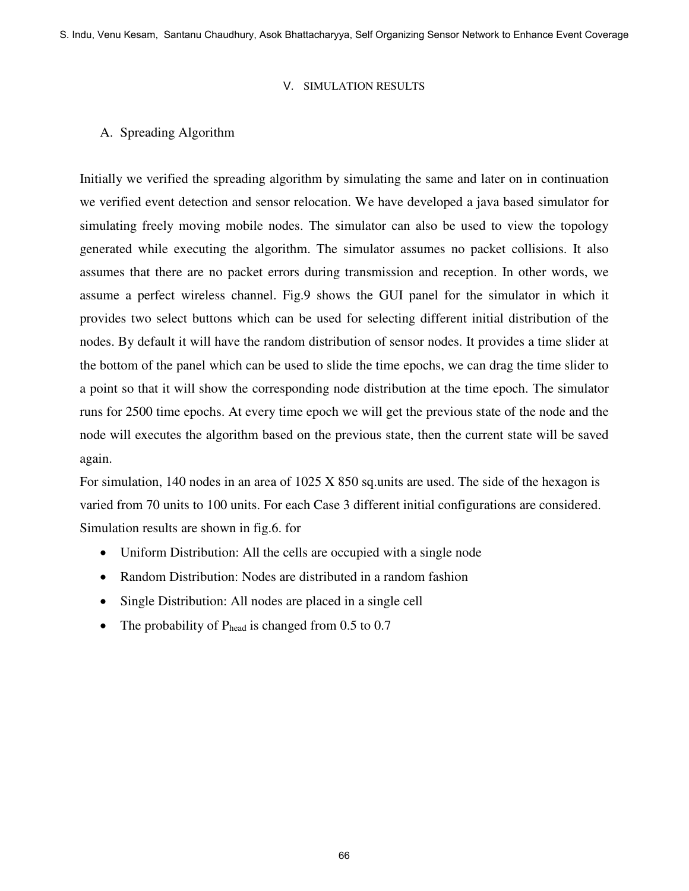## V. SIMULATION RESULTS

### A. Spreading Algorithm

Initially we verified the spreading algorithm by simulating the same and later on in continuation we verified event detection and sensor relocation. We have developed a java based simulator for simulating freely moving mobile nodes. The simulator can also be used to view the topology generated while executing the algorithm. The simulator assumes no packet collisions. It also assumes that there are no packet errors during transmission and reception. In other words, we assume a perfect wireless channel. Fig.9 shows the GUI panel for the simulator in which it provides two select buttons which can be used for selecting different initial distribution of the nodes. By default it will have the random distribution of sensor nodes. It provides a time slider at the bottom of the panel which can be used to slide the time epochs, we can drag the time slider to a point so that it will show the corresponding node distribution at the time epoch. The simulator runs for 2500 time epochs. At every time epoch we will get the previous state of the node and the node will executes the algorithm based on the previous state, then the current state will be saved again.

For simulation, 140 nodes in an area of 1025 X 850 sq.units are used. The side of the hexagon is varied from 70 units to 100 units. For each Case 3 different initial configurations are considered. Simulation results are shown in fig.6. for

- Uniform Distribution: All the cells are occupied with a single node
- Random Distribution: Nodes are distributed in a random fashion
- Single Distribution: All nodes are placed in a single cell
- The probability of $P_{head}$ is changed from 0.5 to 0.7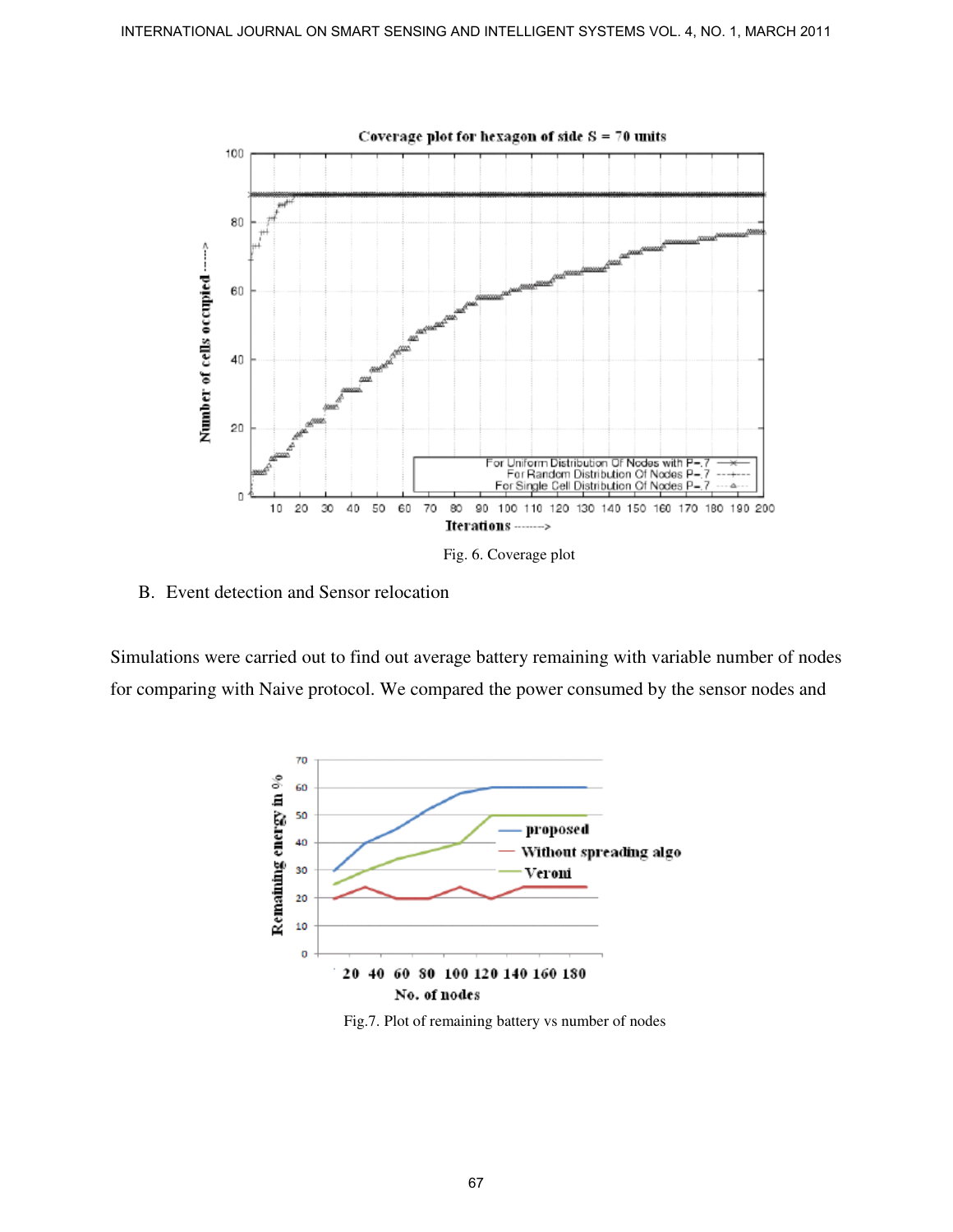Fig. 6. Coverage plot

## B. Event detection and Sensor relocation

Simulations were carried out to find out average battery remaining with variable number of nodes for comparing with Naive protocol. We compared the power consumed by the sensor nodes and

Fig.7. Plot of remaining battery vs number of nodes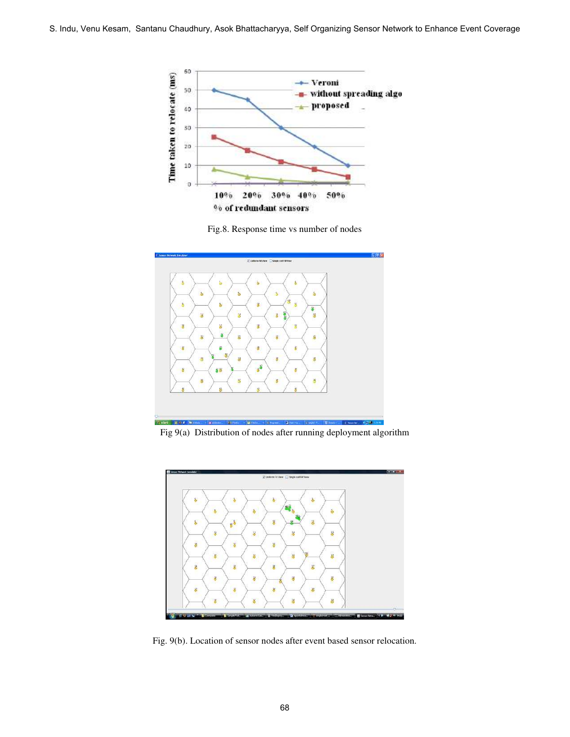Fig.8. Response time vs number of nodes

Fig 9(a) Distribution of nodes after running deployment algorithm

Fig. 9(b). Location of sensor nodes after event based sensor relocation.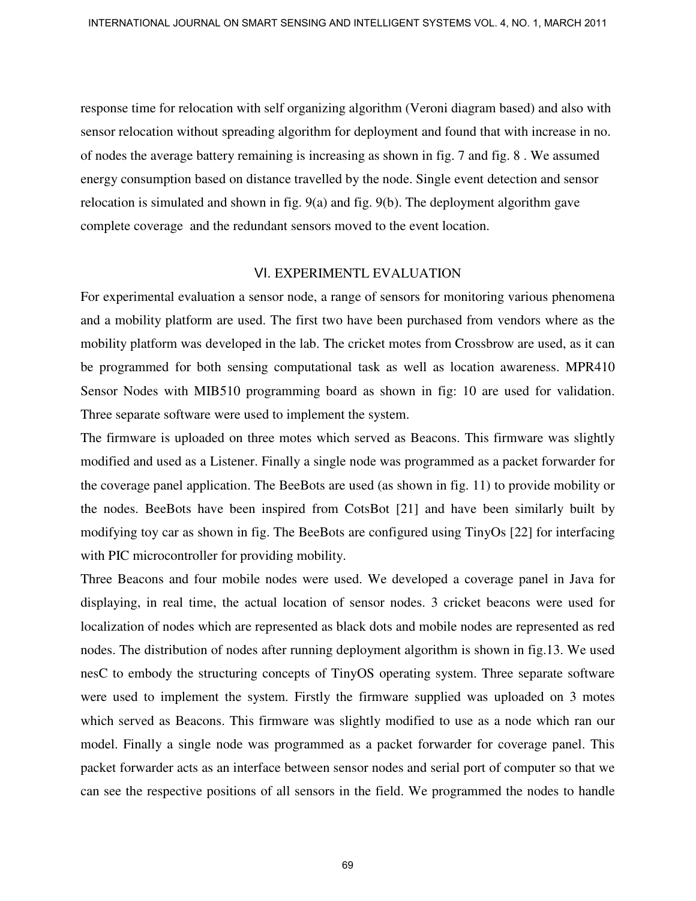response time for relocation with self organizing algorithm (Veroni diagram based) and also with sensor relocation without spreading algorithm for deployment and found that with increase in no. of nodes the average battery remaining is increasing as shown in fig. 7 and fig. 8 . We assumed energy consumption based on distance travelled by the node. Single event detection and sensor relocation is simulated and shown in fig. 9(a) and fig. 9(b). The deployment algorithm gave complete coverage and the redundant sensors moved to the event location.

## VI. EXPERIMENTL EVALUATION

For experimental evaluation a sensor node, a range of sensors for monitoring various phenomena and a mobility platform are used. The first two have been purchased from vendors where as the mobility platform was developed in the lab. The cricket motes from Crossbrow are used, as it can be programmed for both sensing computational task as well as location awareness. MPR410 Sensor Nodes with MIB510 programming board as shown in fig: 10 are used for validation. Three separate software were used to implement the system.

The firmware is uploaded on three motes which served as Beacons. This firmware was slightly modified and used as a Listener. Finally a single node was programmed as a packet forwarder for the coverage panel application. The BeeBots are used (as shown in fig. 11) to provide mobility or the nodes. BeeBots have been inspired from CotsBot [21] and have been similarly built by modifying toy car as shown in fig. The BeeBots are configured using TinyOs [22] for interfacing with PIC microcontroller for providing mobility.

Three Beacons and four mobile nodes were used. We developed a coverage panel in Java for displaying, in real time, the actual location of sensor nodes. 3 cricket beacons were used for localization of nodes which are represented as black dots and mobile nodes are represented as red nodes. The distribution of nodes after running deployment algorithm is shown in fig.13. We used nesC to embody the structuring concepts of TinyOS operating system. Three separate software were used to implement the system. Firstly the firmware supplied was uploaded on 3 motes which served as Beacons. This firmware was slightly modified to use as a node which ran our model. Finally a single node was programmed as a packet forwarder for coverage panel. This packet forwarder acts as an interface between sensor nodes and serial port of computer so that we can see the respective positions of all sensors in the field. We programmed the nodes to handle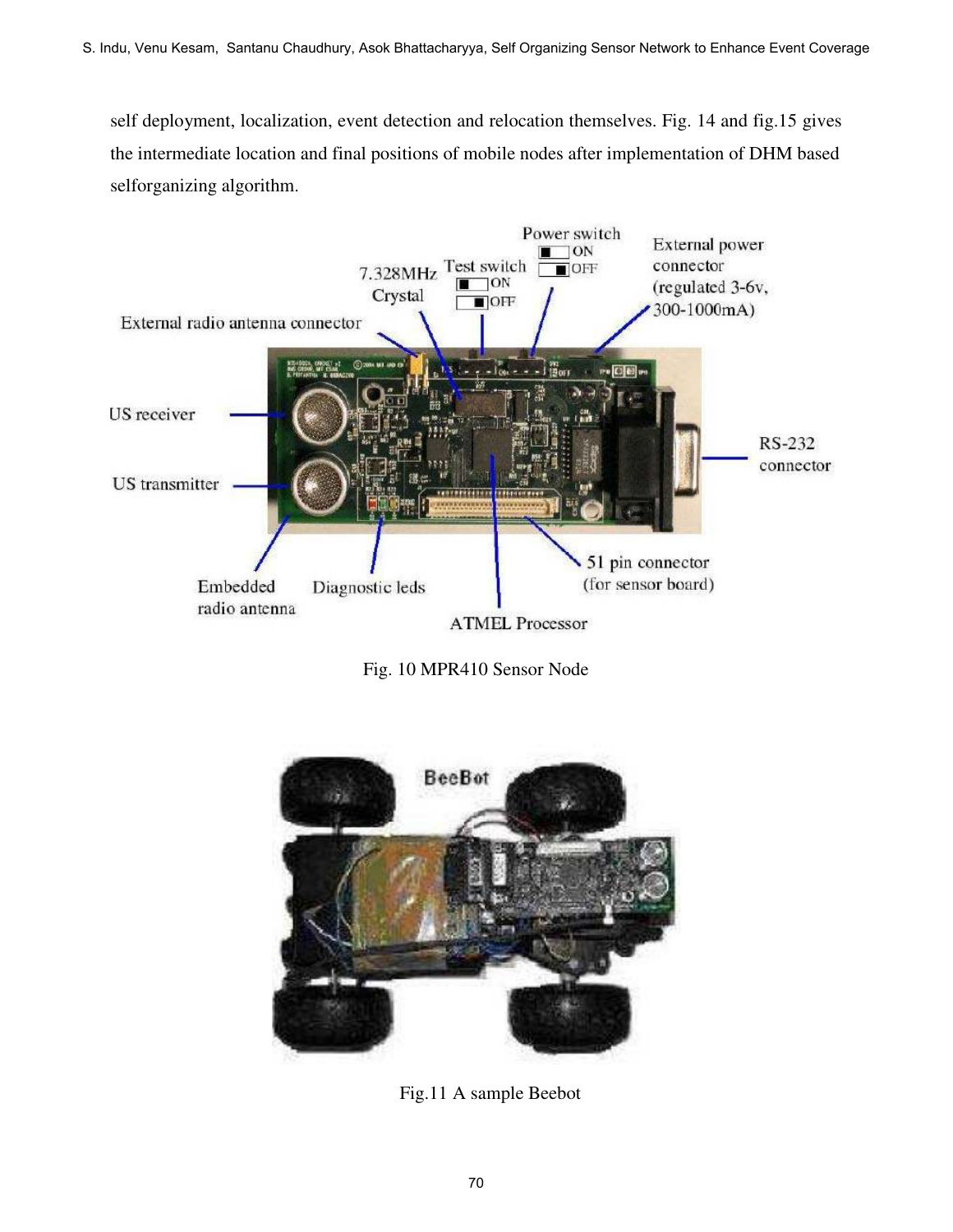self deployment, localization, event detection and relocation themselves. Fig. 14 and fig.15 gives the intermediate location and final positions of mobile nodes after implementation of DHM based selforganizing algorithm.

Fig. 10 MPR410 Sensor Node

Fig.11 A sample Beebot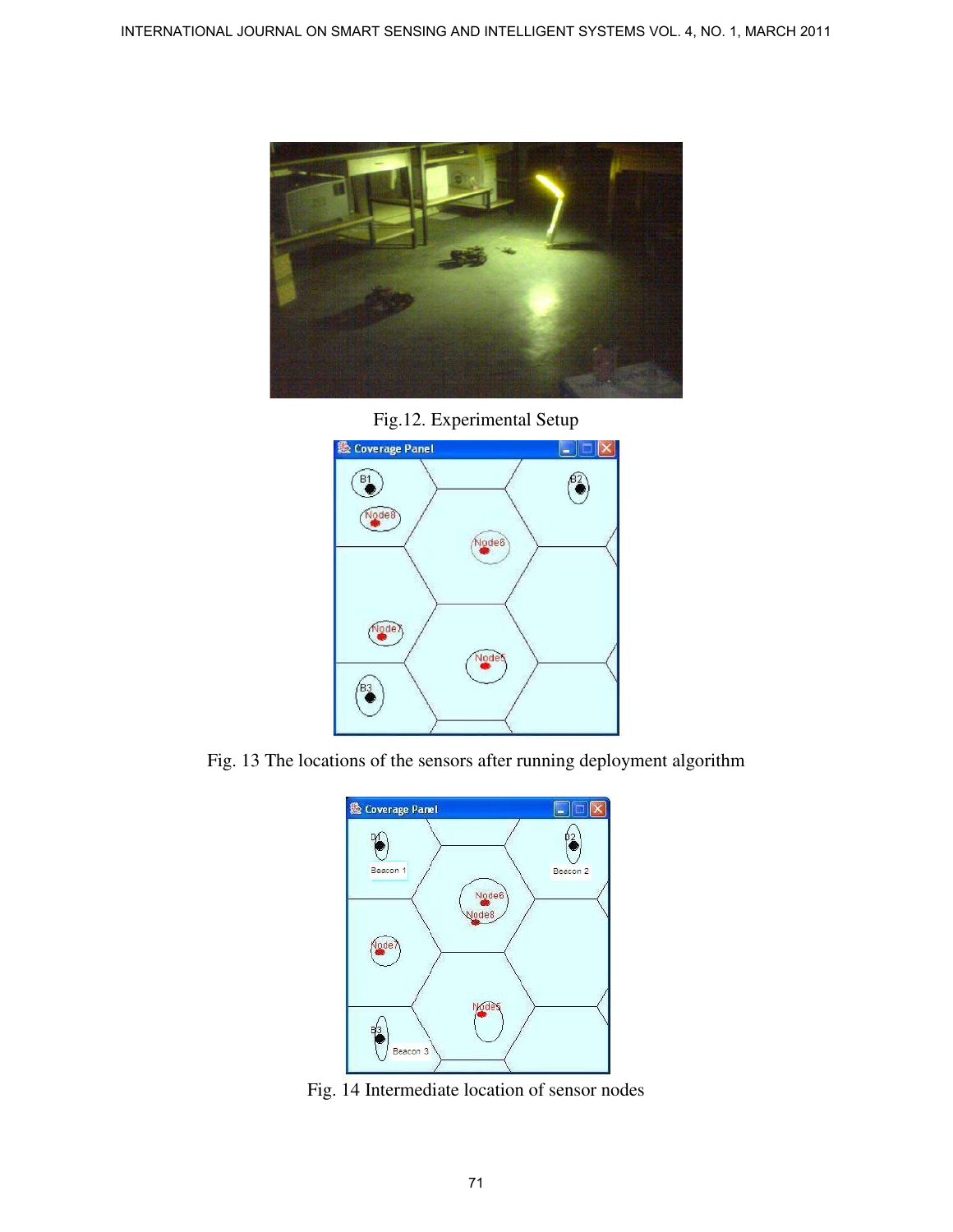Fig.12. Experimental Setup

Fig. 13 The locations of the sensors after running deployment algorithm

Fig. 14 Intermediate location of sensor nodes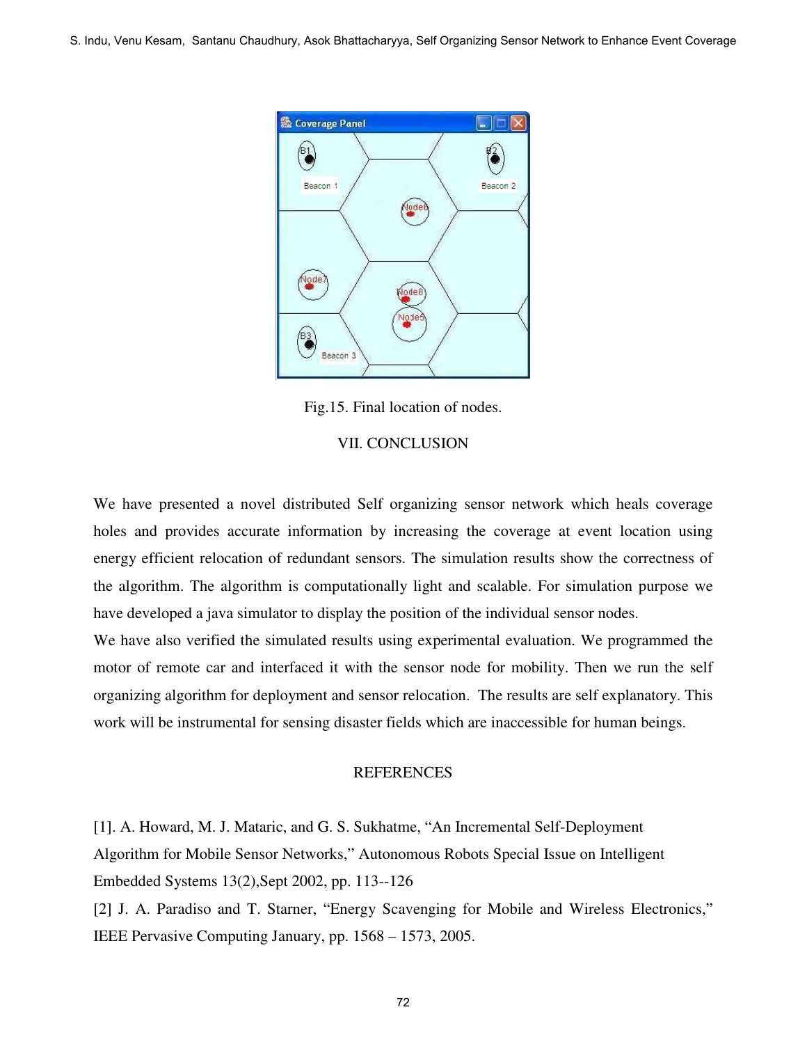Fig.15. Final location of nodes.

## VII. CONCLUSION

We have presented a novel distributed Self organizing sensor network which heals coverage holes and provides accurate information by increasing the coverage at event location using energy efficient relocation of redundant sensors. The simulation results show the correctness of the algorithm. The algorithm is computationally light and scalable. For simulation purpose we have developed a java simulator to display the position of the individual sensor nodes.

We have also verified the simulated results using experimental evaluation. We programmed the motor of remote car and interfaced it with the sensor node for mobility. Then we run the self organizing algorithm for deployment and sensor relocation. The results are self explanatory. This work will be instrumental for sensing disaster fields which are inaccessible for human beings.

## REFERENCES

[1]. A. Howard, M. J. Mataric, and G. S. Sukhatme, "An Incremental Self-Deployment Algorithm for Mobile Sensor Networks," Autonomous Robots Special Issue on Intelligent Embedded Systems 13(2),Sept 2002, pp. 113--126

[2] J. A. Paradiso and T. Starner, "Energy Scavenging for Mobile and Wireless Electronics," IEEE Pervasive Computing January, pp. 1568 – 1573, 2005.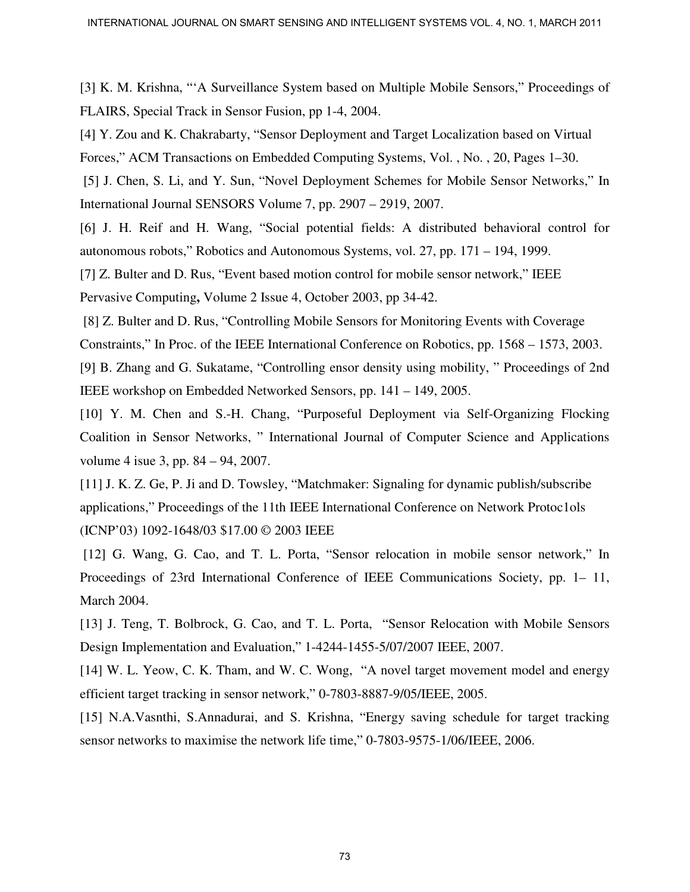[3] K. M. Krishna, "'A Surveillance System based on Multiple Mobile Sensors," Proceedings of FLAIRS, Special Track in Sensor Fusion, pp 1-4, 2004.

[4] Y. Zou and K. Chakrabarty, "Sensor Deployment and Target Localization based on Virtual Forces," ACM Transactions on Embedded Computing Systems, Vol. , No. , 20, Pages 1–30.

[5] J. Chen, S. Li, and Y. Sun, "Novel Deployment Schemes for Mobile Sensor Networks," In International Journal SENSORS Volume 7, pp. 2907 – 2919, 2007.

[6] J. H. Reif and H. Wang, "Social potential fields: A distributed behavioral control for autonomous robots," Robotics and Autonomous Systems, vol. 27, pp. 171 – 194, 1999.

[7] Z. Bulter and D. Rus, "Event based motion control for mobile sensor network," IEEE Pervasive Computing**,** Volume 2 Issue 4, October 2003, pp 34-42.

[8] Z. Bulter and D. Rus, "Controlling Mobile Sensors for Monitoring Events with Coverage Constraints," In Proc. of the IEEE International Conference on Robotics, pp. 1568 – 1573, 2003.

[9] B. Zhang and G. Sukatame, "Controlling ensor density using mobility, " Proceedings of 2nd IEEE workshop on Embedded Networked Sensors, pp. 141 – 149, 2005.

[10] Y. M. Chen and S.-H. Chang, "Purposeful Deployment via Self-Organizing Flocking Coalition in Sensor Networks, " International Journal of Computer Science and Applications volume 4 isue 3, pp. 84 – 94, 2007.

[11] J. K. Z. Ge, P. Ji and D. Towsley, "Matchmaker: Signaling for dynamic publish/subscribe applications," Proceedings of the 11th IEEE International Conference on Network Protoc1ols (ICNP'03) 1092-1648/03 $17.00 © 2003 IEEE

[12] G. Wang, G. Cao, and T. L. Porta, "Sensor relocation in mobile sensor network," In Proceedings of 23rd International Conference of IEEE Communications Society, pp. 1– 11, March 2004.

[13] J. Teng, T. Bolbrock, G. Cao, and T. L. Porta, "Sensor Relocation with Mobile Sensors Design Implementation and Evaluation," 1-4244-1455-5/07/2007 IEEE, 2007.

[14] W. L. Yeow, C. K. Tham, and W. C. Wong, "A novel target movement model and energy efficient target tracking in sensor network," 0-7803-8887-9/05/IEEE, 2005.

[15] N.A.Vasnthi, S.Annadurai, and S. Krishna, "Energy saving schedule for target tracking sensor networks to maximise the network life time," 0-7803-9575-1/06/IEEE, 2006.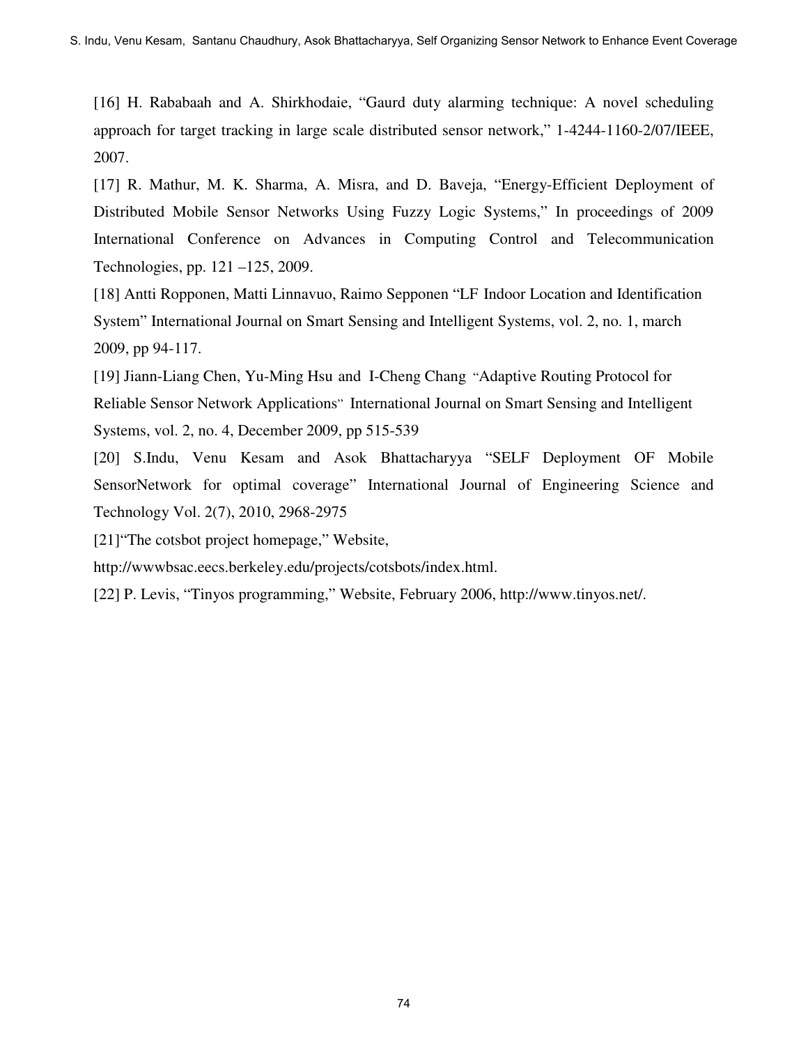[16] H. Rababaah and A. Shirkhodaie, "Gaurd duty alarming technique: A novel scheduling approach for target tracking in large scale distributed sensor network," 1-4244-1160-2/07/IEEE, 2007.

[17] R. Mathur, M. K. Sharma, A. Misra, and D. Baveja, "Energy-Efficient Deployment of Distributed Mobile Sensor Networks Using Fuzzy Logic Systems," In proceedings of 2009 International Conference on Advances in Computing Control and Telecommunication Technologies, pp. 121 –125, 2009.

[18] Antti Ropponen, Matti Linnavuo, Raimo Sepponen "LF Indoor Location and Identification System" International Journal on Smart Sensing and Intelligent Systems, vol. 2, no. 1, march 2009, pp 94-117.

[19] Jiann-Liang Chen, Yu-Ming Hsu and I-Cheng Chang "Adaptive Routing Protocol for Reliable Sensor Network Applications" International Journal on Smart Sensing and Intelligent Systems, vol. 2, no. 4, December 2009, pp 515-539

[20] S.Indu, Venu Kesam and Asok Bhattacharyya "SELF Deployment OF Mobile SensorNetwork for optimal coverage" International Journal of Engineering Science and Technology Vol. 2(7), 2010, 2968-2975

[21]"The cotsbot project homepage," Website, http://wwwbsac.eecs.berkeley.edu/projects/cotsbots/index.html.

[22] P. Levis, "Tinyos programming," Website, February 2006, http://www.tinyos.net/.